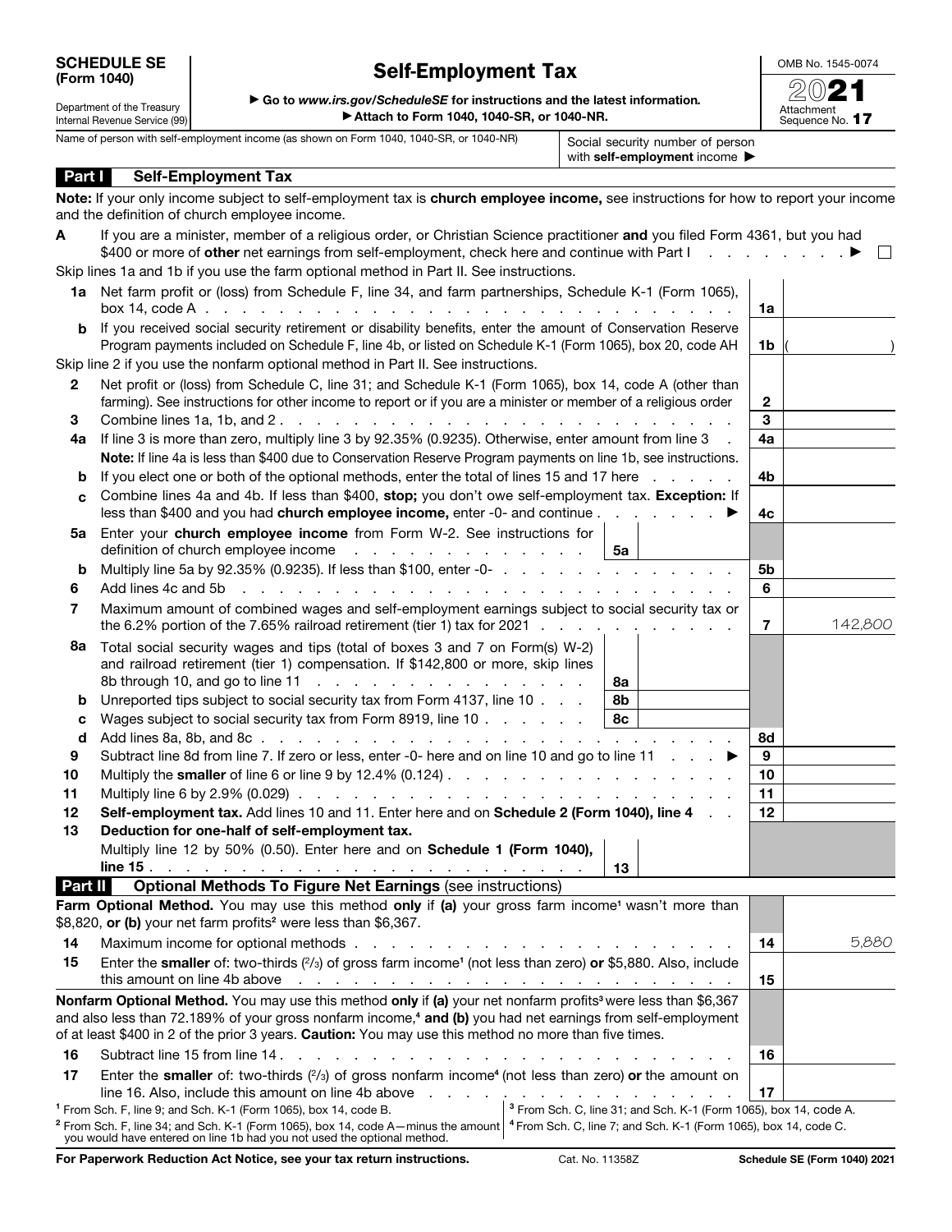**SCHEDULE SE (Form 1040)**

Department of the Treasury
Internal Revenue Service (99)

# Self-Employment Tax

▶ Go to *www.irs.gov/ScheduleSE* for instructions and the latest information.
▶ Attach to Form 1040, 1040-SR, or 1040-NR.

OMB No. 1545-0074

2021

Attachment Sequence No. **17**

Name of person with self-employment income (as shown on Form 1040, 1040-SR, or 1040-NR)

Social security number of person with **self-employment** income ▶

## Part I Self-Employment Tax

**Note:** If your only income subject to self-employment tax is **church employee income,** see instructions for how to report your income and the definition of church employee income.

**A** If you are a minister, member of a religious order, or Christian Science practitioner **and** you filed Form 4361, but you had $400 or more of **other** net earnings from self-employment, check here and continue with Part I ▶ ☐

Skip lines 1a and 1b if you use the farm optional method in Part II. See instructions.

| Line | Description | | | Line | Amount |
|---|---|---|---|---|---|
| 1a | Net farm profit or (loss) from Schedule F, line 34, and farm partnerships, Schedule K-1 (Form 1065), box 14, code A | | | 1a | |
| b | If you received social security retirement or disability benefits, enter the amount of Conservation Reserve Program payments included on Schedule F, line 4b, or listed on Schedule K-1 (Form 1065), box 20, code AH | | | 1b | ( ) |
| | Skip line 2 if you use the nonfarm optional method in Part II. See instructions. | | | | |
| 2 | Net profit or (loss) from Schedule C, line 31; and Schedule K-1 (Form 1065), box 14, code A (other than farming). See instructions for other income to report or if you are a minister or member of a religious order | | | 2 | |
| 3 | Combine lines 1a, 1b, and 2 | | | 3 | |
| 4a | If line 3 is more than zero, multiply line 3 by 92.35% (0.9235). Otherwise, enter amount from line 3 | | | 4a | |
| | **Note:** If line 4a is less than $400 due to Conservation Reserve Program payments on line 1b, see instructions. | | | | |
| b | If you elect one or both of the optional methods, enter the total of lines 15 and 17 here | | | 4b | |
| c | Combine lines 4a and 4b. If less than $400, **stop;** you don't owe self-employment tax. **Exception:** If less than $400 and you had **church employee income,** enter -0- and continue ▶ | | | 4c | |
| 5a | Enter your **church employee income** from Form W-2. See instructions for definition of church employee income | 5a | | | |
| b | Multiply line 5a by 92.35% (0.9235). If less than $100, enter -0- | | | 5b | |
| 6 | Add lines 4c and 5b | | | 6 | |
| 7 | Maximum amount of combined wages and self-employment earnings subject to social security tax or the 6.2% portion of the 7.65% railroad retirement (tier 1) tax for 2021 | | | 7 | 142,800 |
| 8a | Total social security wages and tips (total of boxes 3 and 7 on Form(s) W-2) and railroad retirement (tier 1) compensation. If $142,800 or more, skip lines 8b through 10, and go to line 11 | 8a | | | |
| b | Unreported tips subject to social security tax from Form 4137, line 10 | 8b | | | |
| c | Wages subject to social security tax from Form 8919, line 10 | 8c | | | |
| d | Add lines 8a, 8b, and 8c | | | 8d | |
| 9 | Subtract line 8d from line 7. If zero or less, enter -0- here and on line 10 and go to line 11 ▶ | | | 9 | |
| 10 | Multiply the **smaller** of line 6 or line 9 by 12.4% (0.124) | | | 10 | |
| 11 | Multiply line 6 by 2.9% (0.029) | | | 11 | |
| 12 | **Self-employment tax.** Add lines 10 and 11. Enter here and on **Schedule 2 (Form 1040), line 4** | | | 12 | |
| 13 | **Deduction for one-half of self-employment tax.** Multiply line 12 by 50% (0.50). Enter here and on **Schedule 1 (Form 1040), line 15** | 13 | | | |

## Part II Optional Methods To Figure Net Earnings (see instructions)

**Farm Optional Method.** You may use this method **only** if **(a)** your gross farm income[1] wasn't more than $8,820, **or (b)** your net farm profits[2] were less than $6,367.

| Line | Description | Line | Amount |
|---|---|---|---|
| 14 | Maximum income for optional methods | 14 | 5,880 |
| 15 | Enter the **smaller** of: two-thirds (2/3) of gross farm income[1] (not less than zero) **or** $5,880. Also, include this amount on line 4b above | 15 | |

**Nonfarm Optional Method.** You may use this method **only** if **(a)** your net nonfarm profits[3] were less than $6,367 and also less than 72.189% of your gross nonfarm income,[4] **and (b)** you had net earnings from self-employment of at least $400 in 2 of the prior 3 years. **Caution:** You may use this method no more than five times.

| Line | Description | Line | Amount |
|---|---|---|---|
| 16 | Subtract line 15 from line 14 | 16 | |
| 17 | Enter the **smaller** of: two-thirds (2/3) of gross nonfarm income[4] (not less than zero) **or** the amount on line 16. Also, include this amount on line 4b above | 17 | |

[1] From Sch. F, line 9; and Sch. K-1 (Form 1065), box 14, code B.
[2] From Sch. F, line 34; and Sch. K-1 (Form 1065), box 14, code A—minus the amount you would have entered on line 1b had you not used the optional method.
[3] From Sch. C, line 31; and Sch. K-1 (Form 1065), box 14, code A.
[4] From Sch. C, line 7; and Sch. K-1 (Form 1065), box 14, code C.

**For Paperwork Reduction Act Notice, see your tax return instructions.** Cat. No. 11358Z **Schedule SE (Form 1040) 2021**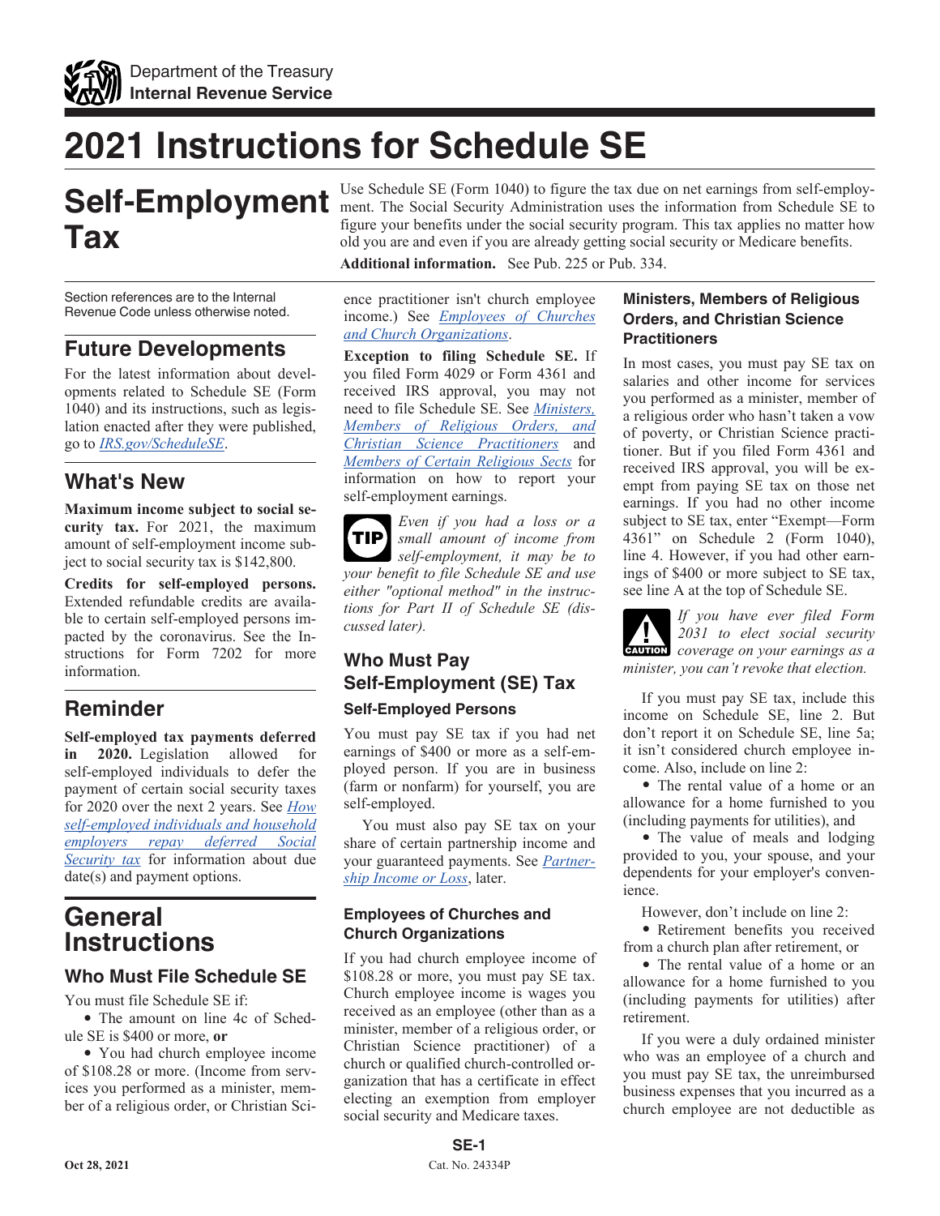Department of the Treasury
**Internal Revenue Service**

# 2021 Instructions for Schedule SE

# Self-Employment Tax

Use Schedule SE (Form 1040) to figure the tax due on net earnings from self-employment. The Social Security Administration uses the information from Schedule SE to figure your benefits under the social security program. This tax applies no matter how old you are and even if you are already getting social security or Medicare benefits.

**Additional information.** See Pub. 225 or Pub. 334.

Section references are to the Internal Revenue Code unless otherwise noted.

## Future Developments

For the latest information about developments related to Schedule SE (Form 1040) and its instructions, such as legislation enacted after they were published, go to *IRS.gov/ScheduleSE*.

## What's New

**Maximum income subject to social security tax.** For 2021, the maximum amount of self-employment income subject to social security tax is $142,800.

**Credits for self-employed persons.** Extended refundable credits are available to certain self-employed persons impacted by the coronavirus. See the Instructions for Form 7202 for more information.

## Reminder

**Self-employed tax payments deferred in 2020.** Legislation allowed for self-employed individuals to defer the payment of certain social security taxes for 2020 over the next 2 years. See *How self-employed individuals and household employers repay deferred Social Security tax* for information about due date(s) and payment options.

# General Instructions

## Who Must File Schedule SE

You must file Schedule SE if:

- The amount on line 4c of Schedule SE is $400 or more, **or**
- You had church employee income of $108.28 or more. (Income from services you performed as a minister, member of a religious order, or Christian Science practitioner isn't church employee income.) See *Employees of Churches and Church Organizations*.

**Exception to filing Schedule SE.** If you filed Form 4029 or Form 4361 and received IRS approval, you may not need to file Schedule SE. See *Ministers, Members of Religious Orders, and Christian Science Practitioners* and *Members of Certain Religious Sects* for information on how to report your self-employment earnings.

**TIP** *Even if you had a loss or a small amount of income from self-employment, it may be to your benefit to file Schedule SE and use either "optional method" in the instructions for Part II of Schedule SE (discussed later).*

## Who Must Pay Self-Employment (SE) Tax

### Self-Employed Persons

You must pay SE tax if you had net earnings of $400 or more as a self-employed person. If you are in business (farm or nonfarm) for yourself, you are self-employed.

You must also pay SE tax on your share of certain partnership income and your guaranteed payments. See *Partnership Income or Loss*, later.

### Employees of Churches and Church Organizations

If you had church employee income of $108.28 or more, you must pay SE tax. Church employee income is wages you received as an employee (other than as a minister, member of a religious order, or Christian Science practitioner) of a church or qualified church-controlled organization that has a certificate in effect electing an exemption from employer social security and Medicare taxes.

### Ministers, Members of Religious Orders, and Christian Science Practitioners

In most cases, you must pay SE tax on salaries and other income for services you performed as a minister, member of a religious order who hasn't taken a vow of poverty, or Christian Science practitioner. But if you filed Form 4361 and received IRS approval, you will be exempt from paying SE tax on those net earnings. If you had no other income subject to SE tax, enter "Exempt—Form 4361" on Schedule 2 (Form 1040), line 4. However, if you had other earnings of $400 or more subject to SE tax, see line A at the top of Schedule SE.

**CAUTION** *If you have ever filed Form 2031 to elect social security coverage on your earnings as a minister, you can't revoke that election.*

If you must pay SE tax, include this income on Schedule SE, line 2. But don't report it on Schedule SE, line 5a; it isn't considered church employee income. Also, include on line 2:

- The rental value of a home or an allowance for a home furnished to you (including payments for utilities), and
- The value of meals and lodging provided to you, your spouse, and your dependents for your employer's convenience.

However, don't include on line 2:

- Retirement benefits you received from a church plan after retirement, or
- The rental value of a home or an allowance for a home furnished to you (including payments for utilities) after retirement.

If you were a duly ordained minister who was an employee of a church and you must pay SE tax, the unreimbursed business expenses that you incurred as a church employee are not deductible as

Oct 28, 2021

Cat. No. 24334P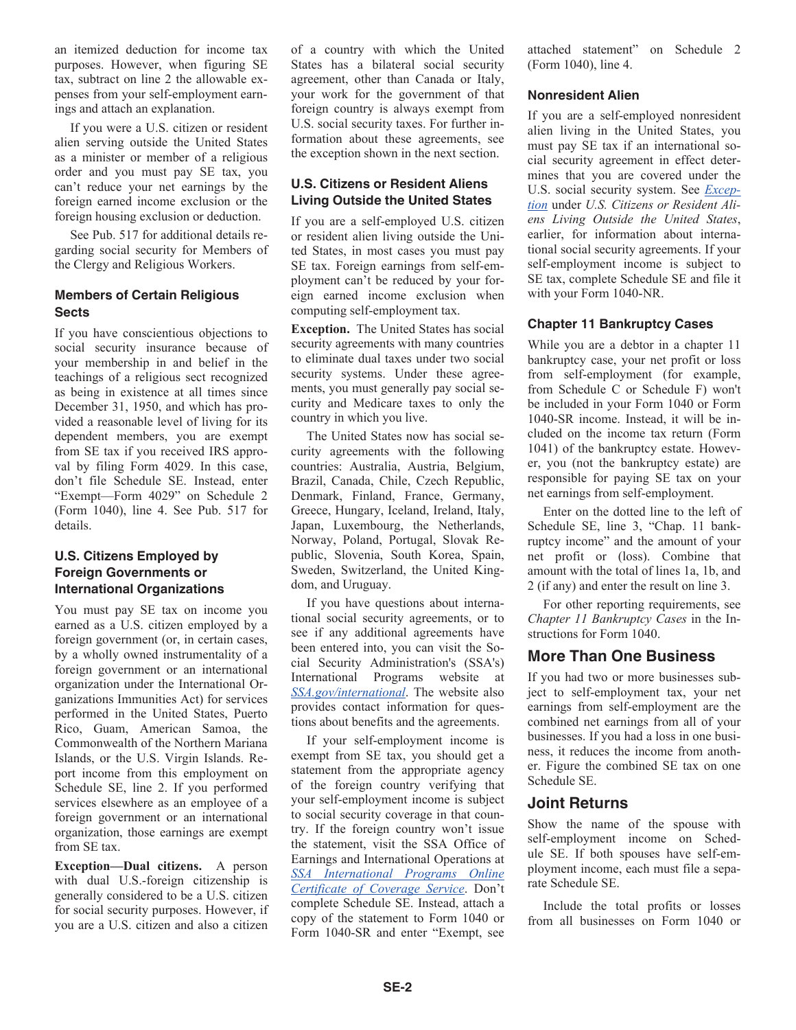an itemized deduction for income tax purposes. However, when figuring SE tax, subtract on line 2 the allowable expenses from your self-employment earnings and attach an explanation.

If you were a U.S. citizen or resident alien serving outside the United States as a minister or member of a religious order and you must pay SE tax, you can't reduce your net earnings by the foreign earned income exclusion or the foreign housing exclusion or deduction.

See Pub. 517 for additional details regarding social security for Members of the Clergy and Religious Workers.

### Members of Certain Religious Sects

If you have conscientious objections to social security insurance because of your membership in and belief in the teachings of a religious sect recognized as being in existence at all times since December 31, 1950, and which has provided a reasonable level of living for its dependent members, you are exempt from SE tax if you received IRS approval by filing Form 4029. In this case, don't file Schedule SE. Instead, enter "Exempt—Form 4029" on Schedule 2 (Form 1040), line 4. See Pub. 517 for details.

### U.S. Citizens Employed by Foreign Governments or International Organizations

You must pay SE tax on income you earned as a U.S. citizen employed by a foreign government (or, in certain cases, by a wholly owned instrumentality of a foreign government or an international organization under the International Organizations Immunities Act) for services performed in the United States, Puerto Rico, Guam, American Samoa, the Commonwealth of the Northern Mariana Islands, or the U.S. Virgin Islands. Report income from this employment on Schedule SE, line 2. If you performed services elsewhere as an employee of a foreign government or an international organization, those earnings are exempt from SE tax.

**Exception—Dual citizens.** A person with dual U.S.-foreign citizenship is generally considered to be a U.S. citizen for social security purposes. However, if you are a U.S. citizen and also a citizen of a country with which the United States has a bilateral social security agreement, other than Canada or Italy, your work for the government of that foreign country is always exempt from U.S. social security taxes. For further information about these agreements, see the exception shown in the next section.

### U.S. Citizens or Resident Aliens Living Outside the United States

If you are a self-employed U.S. citizen or resident alien living outside the United States, in most cases you must pay SE tax. Foreign earnings from self-employment can't be reduced by your foreign earned income exclusion when computing self-employment tax.

**Exception.** The United States has social security agreements with many countries to eliminate dual taxes under two social security systems. Under these agreements, you must generally pay social security and Medicare taxes to only the country in which you live.

The United States now has social security agreements with the following countries: Australia, Austria, Belgium, Brazil, Canada, Chile, Czech Republic, Denmark, Finland, France, Germany, Greece, Hungary, Iceland, Ireland, Italy, Japan, Luxembourg, the Netherlands, Norway, Poland, Portugal, Slovak Republic, Slovenia, South Korea, Spain, Sweden, Switzerland, the United Kingdom, and Uruguay.

If you have questions about international social security agreements, or to see if any additional agreements have been entered into, you can visit the Social Security Administration's (SSA's) International Programs website at *SSA.gov/international*. The website also provides contact information for questions about benefits and the agreements.

If your self-employment income is exempt from SE tax, you should get a statement from the appropriate agency of the foreign country verifying that your self-employment income is subject to social security coverage in that country. If the foreign country won't issue the statement, visit the SSA Office of Earnings and International Operations at *SSA International Programs Online Certificate of Coverage Service*. Don't complete Schedule SE. Instead, attach a copy of the statement to Form 1040 or Form 1040-SR and enter "Exempt, see attached statement" on Schedule 2 (Form 1040), line 4.

### Nonresident Alien

If you are a self-employed nonresident alien living in the United States, you must pay SE tax if an international social security agreement in effect determines that you are covered under the U.S. social security system. See *Exception* under *U.S. Citizens or Resident Aliens Living Outside the United States*, earlier, for information about international social security agreements. If your self-employment income is subject to SE tax, complete Schedule SE and file it with your Form 1040-NR.

### Chapter 11 Bankruptcy Cases

While you are a debtor in a chapter 11 bankruptcy case, your net profit or loss from self-employment (for example, from Schedule C or Schedule F) won't be included in your Form 1040 or Form 1040-SR income. Instead, it will be included on the income tax return (Form 1041) of the bankruptcy estate. However, you (not the bankruptcy estate) are responsible for paying SE tax on your net earnings from self-employment.

Enter on the dotted line to the left of Schedule SE, line 3, "Chap. 11 bankruptcy income" and the amount of your net profit or (loss). Combine that amount with the total of lines 1a, 1b, and 2 (if any) and enter the result on line 3.

For other reporting requirements, see *Chapter 11 Bankruptcy Cases* in the Instructions for Form 1040.

## More Than One Business

If you had two or more businesses subject to self-employment tax, your net earnings from self-employment are the combined net earnings from all of your businesses. If you had a loss in one business, it reduces the income from another. Figure the combined SE tax on one Schedule SE.

## Joint Returns

Show the name of the spouse with self-employment income on Schedule SE. If both spouses have self-employment income, each must file a separate Schedule SE.

Include the total profits or losses from all businesses on Form 1040 or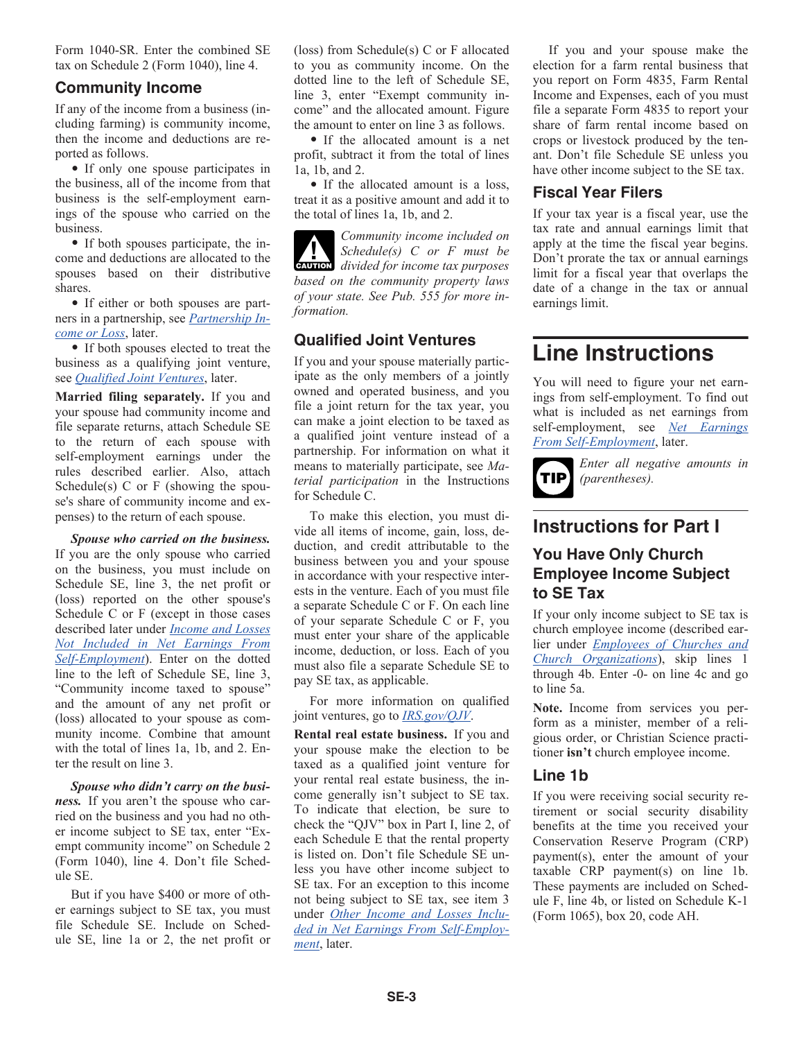Form 1040-SR. Enter the combined SE tax on Schedule 2 (Form 1040), line 4.

### Community Income

If any of the income from a business (including farming) is community income, then the income and deductions are reported as follows.

- If only one spouse participates in the business, all of the income from that business is the self-employment earnings of the spouse who carried on the business.
- If both spouses participate, the income and deductions are allocated to the spouses based on their distributive shares.
- If either or both spouses are partners in a partnership, see *Partnership Income or Loss*, later.
- If both spouses elected to treat the business as a qualifying joint venture, see *Qualified Joint Ventures*, later.

**Married filing separately.** If you and your spouse had community income and file separate returns, attach Schedule SE to the return of each spouse with self-employment earnings under the rules described earlier. Also, attach Schedule(s) C or F (showing the spouse's share of community income and expenses) to the return of each spouse.

***Spouse who carried on the business.*** If you are the only spouse who carried on the business, you must include on Schedule SE, line 3, the net profit or (loss) reported on the other spouse's Schedule C or F (except in those cases described later under *Income and Losses Not Included in Net Earnings From Self-Employment*). Enter on the dotted line to the left of Schedule SE, line 3, "Community income taxed to spouse" and the amount of any net profit or (loss) allocated to your spouse as community income. Combine that amount with the total of lines 1a, 1b, and 2. Enter the result on line 3.

***Spouse who didn't carry on the business.*** If you aren't the spouse who carried on the business and you had no other income subject to SE tax, enter "Exempt community income" on Schedule 2 (Form 1040), line 4. Don't file Schedule SE.

But if you have $400 or more of other earnings subject to SE tax, you must file Schedule SE. Include on Schedule SE, line 1a or 2, the net profit or (loss) from Schedule(s) C or F allocated to you as community income. On the dotted line to the left of Schedule SE, line 3, enter "Exempt community income" and the allocated amount. Figure the amount to enter on line 3 as follows.

- If the allocated amount is a net profit, subtract it from the total of lines 1a, 1b, and 2.
- If the allocated amount is a loss, treat it as a positive amount and add it to the total of lines 1a, 1b, and 2.

**CAUTION:** *Community income included on Schedule(s) C or F must be divided for income tax purposes based on the community property laws of your state. See Pub. 555 for more information.*

### Qualified Joint Ventures

If you and your spouse materially participate as the only members of a jointly owned and operated business, and you file a joint return for the tax year, you can make a joint election to be taxed as a qualified joint venture instead of a partnership. For information on what it means to materially participate, see *Material participation* in the Instructions for Schedule C.

To make this election, you must divide all items of income, gain, loss, deduction, and credit attributable to the business between you and your spouse in accordance with your respective interests in the venture. Each of you must file a separate Schedule C or F. On each line of your separate Schedule C or F, you must enter your share of the applicable income, deduction, or loss. Each of you must also file a separate Schedule SE to pay SE tax, as applicable.

For more information on qualified joint ventures, go to *IRS.gov/QJV*.

**Rental real estate business.** If you and your spouse make the election to be taxed as a qualified joint venture for your rental real estate business, the income generally isn't subject to SE tax. To indicate that election, be sure to check the "QJV" box in Part I, line 2, of each Schedule E that the rental property is listed on. Don't file Schedule SE unless you have other income subject to SE tax. For an exception to this income not being subject to SE tax, see item 3 under *Other Income and Losses Included in Net Earnings From Self-Employment*, later.

If you and your spouse make the election for a farm rental business that you report on Form 4835, Farm Rental Income and Expenses, each of you must file a separate Form 4835 to report your share of farm rental income based on crops or livestock produced by the tenant. Don't file Schedule SE unless you have other income subject to the SE tax.

### Fiscal Year Filers

If your tax year is a fiscal year, use the tax rate and annual earnings limit that apply at the time the fiscal year begins. Don't prorate the tax or annual earnings limit for a fiscal year that overlaps the date of a change in the tax or annual earnings limit.

# Line Instructions

You will need to figure your net earnings from self-employment. To find out what is included as net earnings from self-employment, see *Net Earnings From Self-Employment*, later.

**TIP:** *Enter all negative amounts in (parentheses).*

## Instructions for Part I

### You Have Only Church Employee Income Subject to SE Tax

If your only income subject to SE tax is church employee income (described earlier under *Employees of Churches and Church Organizations*), skip lines 1 through 4b. Enter -0- on line 4c and go to line 5a.

**Note.** Income from services you perform as a minister, member of a religious order, or Christian Science practitioner **isn't** church employee income.

### Line 1b

If you were receiving social security retirement or social security disability benefits at the time you received your Conservation Reserve Program (CRP) payment(s), enter the amount of your taxable CRP payment(s) on line 1b. These payments are included on Schedule F, line 4b, or listed on Schedule K-1 (Form 1065), box 20, code AH.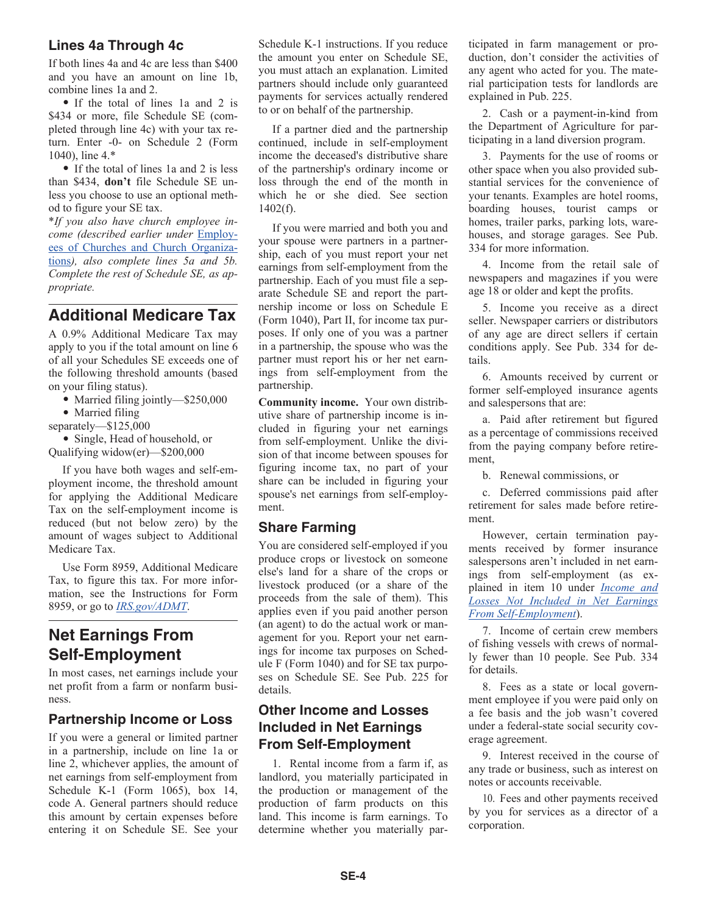### Lines 4a Through 4c

If both lines 4a and 4c are less than $400 and you have an amount on line 1b, combine lines 1a and 2.

- If the total of lines 1a and 2 is $434 or more, file Schedule SE (completed through line 4c) with your tax return. Enter -0- on Schedule 2 (Form 1040), line 4.*
- If the total of lines 1a and 2 is less than $434, **don't** file Schedule SE unless you choose to use an optional method to figure your SE tax.

**If you also have church employee income (described earlier under Employees of Churches and Church Organizations), also complete lines 5a and 5b. Complete the rest of Schedule SE, as appropriate.*

## Additional Medicare Tax

A 0.9% Additional Medicare Tax may apply to you if the total amount on line 6 of all your Schedules SE exceeds one of the following threshold amounts (based on your filing status).

- Married filing jointly—$250,000
- Married filing separately—$125,000
- Single, Head of household, or Qualifying widow(er)—$200,000

If you have both wages and self-employment income, the threshold amount for applying the Additional Medicare Tax on the self-employment income is reduced (but not below zero) by the amount of wages subject to Additional Medicare Tax.

Use Form 8959, Additional Medicare Tax, to figure this tax. For more information, see the Instructions for Form 8959, or go to *IRS.gov/ADMT*.

## Net Earnings From Self-Employment

In most cases, net earnings include your net profit from a farm or nonfarm business.

### Partnership Income or Loss

If you were a general or limited partner in a partnership, include on line 1a or line 2, whichever applies, the amount of net earnings from self-employment from Schedule K-1 (Form 1065), box 14, code A. General partners should reduce this amount by certain expenses before entering it on Schedule SE. See your Schedule K-1 instructions. If you reduce the amount you enter on Schedule SE, you must attach an explanation. Limited partners should include only guaranteed payments for services actually rendered to or on behalf of the partnership.

If a partner died and the partnership continued, include in self-employment income the deceased's distributive share of the partnership's ordinary income or loss through the end of the month in which he or she died. See section 1402(f).

If you were married and both you and your spouse were partners in a partnership, each of you must report your net earnings from self-employment from the partnership. Each of you must file a separate Schedule SE and report the partnership income or loss on Schedule E (Form 1040), Part II, for income tax purposes. If only one of you was a partner in a partnership, the spouse who was the partner must report his or her net earnings from self-employment from the partnership.

**Community income.** Your own distributive share of partnership income is included in figuring your net earnings from self-employment. Unlike the division of that income between spouses for figuring income tax, no part of your share can be included in figuring your spouse's net earnings from self-employment.

### Share Farming

You are considered self-employed if you produce crops or livestock on someone else's land for a share of the crops or livestock produced (or a share of the proceeds from the sale of them). This applies even if you paid another person (an agent) to do the actual work or management for you. Report your net earnings for income tax purposes on Schedule F (Form 1040) and for SE tax purposes on Schedule SE. See Pub. 225 for details.

### Other Income and Losses Included in Net Earnings From Self-Employment

1. Rental income from a farm if, as landlord, you materially participated in the production or management of the production of farm products on this land. This income is farm earnings. To determine whether you materially participated in farm management or production, don't consider the activities of any agent who acted for you. The material participation tests for landlords are explained in Pub. 225.

2. Cash or a payment-in-kind from the Department of Agriculture for participating in a land diversion program.

3. Payments for the use of rooms or other space when you also provided substantial services for the convenience of your tenants. Examples are hotel rooms, boarding houses, tourist camps or homes, trailer parks, parking lots, warehouses, and storage garages. See Pub. 334 for more information.

4. Income from the retail sale of newspapers and magazines if you were age 18 or older and kept the profits.

5. Income you receive as a direct seller. Newspaper carriers or distributors of any age are direct sellers if certain conditions apply. See Pub. 334 for details.

6. Amounts received by current or former self-employed insurance agents and salespersons that are:

   a. Paid after retirement but figured as a percentage of commissions received from the paying company before retirement,

   b. Renewal commissions, or

   c. Deferred commissions paid after retirement for sales made before retirement.

   However, certain termination payments received by former insurance salespersons aren't included in net earnings from self-employment (as explained in item 10 under *Income and Losses Not Included in Net Earnings From Self-Employment*).

7. Income of certain crew members of fishing vessels with crews of normally fewer than 10 people. See Pub. 334 for details.

8. Fees as a state or local government employee if you were paid only on a fee basis and the job wasn't covered under a federal-state social security coverage agreement.

9. Interest received in the course of any trade or business, such as interest on notes or accounts receivable.

10. Fees and other payments received by you for services as a director of a corporation.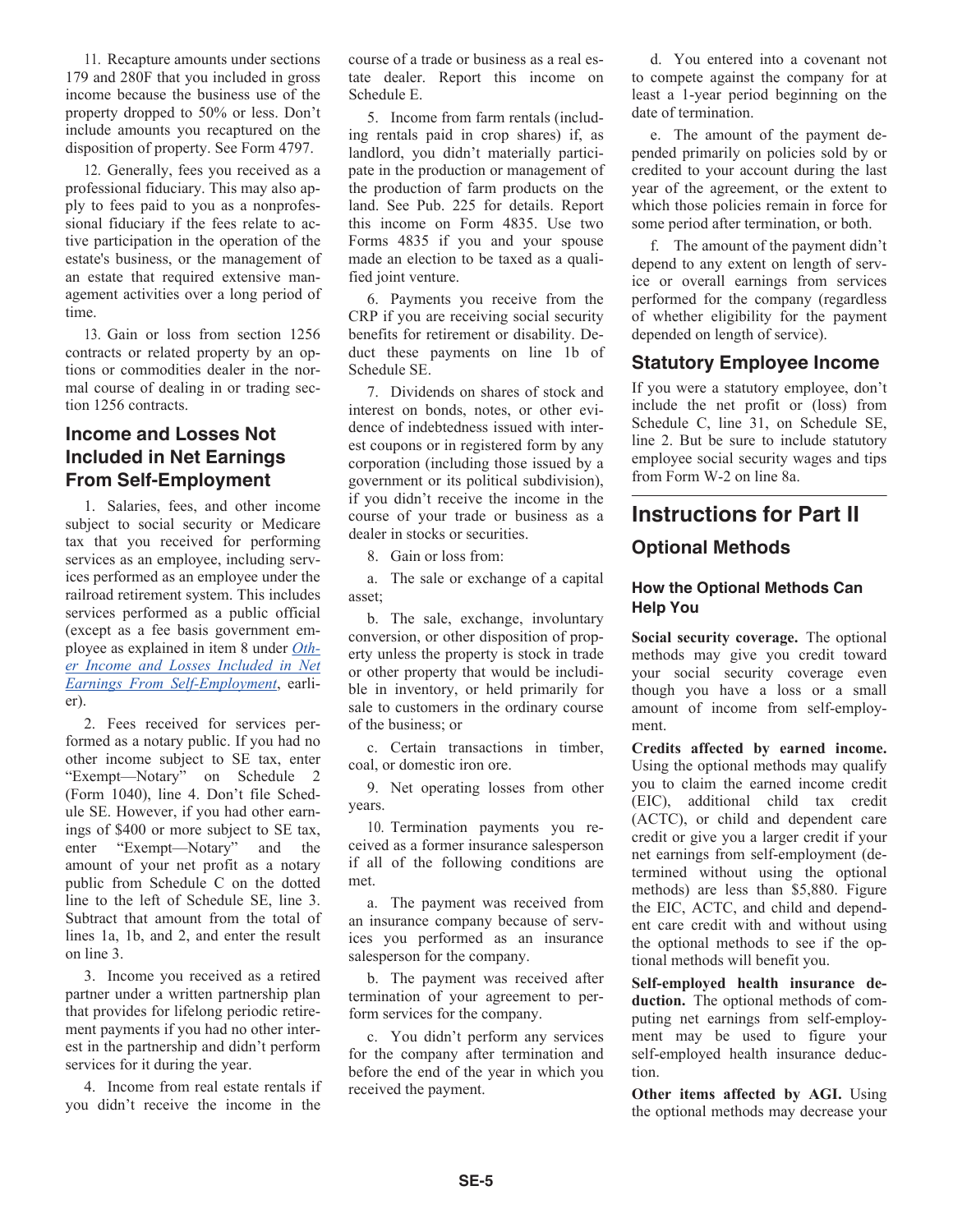11. Recapture amounts under sections 179 and 280F that you included in gross income because the business use of the property dropped to 50% or less. Don't include amounts you recaptured on the disposition of property. See Form 4797.

12. Generally, fees you received as a professional fiduciary. This may also apply to fees paid to you as a nonprofessional fiduciary if the fees relate to active participation in the operation of the estate's business, or the management of an estate that required extensive management activities over a long period of time.

13. Gain or loss from section 1256 contracts or related property by an options or commodities dealer in the normal course of dealing in or trading section 1256 contracts.

### Income and Losses Not Included in Net Earnings From Self-Employment

1. Salaries, fees, and other income subject to social security or Medicare tax that you received for performing services as an employee, including services performed as an employee under the railroad retirement system. This includes services performed as a public official (except as a fee basis government employee as explained in item 8 under *Other Income and Losses Included in Net Earnings From Self-Employment*, earlier).

2. Fees received for services performed as a notary public. If you had no other income subject to SE tax, enter "Exempt—Notary" on Schedule 2 (Form 1040), line 4. Don't file Schedule SE. However, if you had other earnings of $400 or more subject to SE tax, enter "Exempt—Notary" and the amount of your net profit as a notary public from Schedule C on the dotted line to the left of Schedule SE, line 3. Subtract that amount from the total of lines 1a, 1b, and 2, and enter the result on line 3.

3. Income you received as a retired partner under a written partnership plan that provides for lifelong periodic retirement payments if you had no other interest in the partnership and didn't perform services for it during the year.

4. Income from real estate rentals if you didn't receive the income in the course of a trade or business as a real estate dealer. Report this income on Schedule E.

5. Income from farm rentals (including rentals paid in crop shares) if, as landlord, you didn't materially participate in the production or management of the production of farm products on the land. See Pub. 225 for details. Report this income on Form 4835. Use two Forms 4835 if you and your spouse made an election to be taxed as a qualified joint venture.

6. Payments you receive from the CRP if you are receiving social security benefits for retirement or disability. Deduct these payments on line 1b of Schedule SE.

7. Dividends on shares of stock and interest on bonds, notes, or other evidence of indebtedness issued with interest coupons or in registered form by any corporation (including those issued by a government or its political subdivision), if you didn't receive the income in the course of your trade or business as a dealer in stocks or securities.

8. Gain or loss from:

a. The sale or exchange of a capital asset;

b. The sale, exchange, involuntary conversion, or other disposition of property unless the property is stock in trade or other property that would be includible in inventory, or held primarily for sale to customers in the ordinary course of the business; or

c. Certain transactions in timber, coal, or domestic iron ore.

9. Net operating losses from other years.

10. Termination payments you received as a former insurance salesperson if all of the following conditions are met.

a. The payment was received from an insurance company because of services you performed as an insurance salesperson for the company.

b. The payment was received after termination of your agreement to perform services for the company.

c. You didn't perform any services for the company after termination and before the end of the year in which you received the payment.

d. You entered into a covenant not to compete against the company for at least a 1-year period beginning on the date of termination.

e. The amount of the payment depended primarily on policies sold by or credited to your account during the last year of the agreement, or the extent to which those policies remain in force for some period after termination, or both.

f. The amount of the payment didn't depend to any extent on length of service or overall earnings from services performed for the company (regardless of whether eligibility for the payment depended on length of service).

### Statutory Employee Income

If you were a statutory employee, don't include the net profit or (loss) from Schedule C, line 31, on Schedule SE, line 2. But be sure to include statutory employee social security wages and tips from Form W-2 on line 8a.

## Instructions for Part II

### Optional Methods

#### How the Optional Methods Can Help You

**Social security coverage.** The optional methods may give you credit toward your social security coverage even though you have a loss or a small amount of income from self-employment.

**Credits affected by earned income.** Using the optional methods may qualify you to claim the earned income credit (EIC), additional child tax credit (ACTC), or child and dependent care credit or give you a larger credit if your net earnings from self-employment (determined without using the optional methods) are less than $5,880. Figure the EIC, ACTC, and child and dependent care credit with and without using the optional methods to see if the optional methods will benefit you.

**Self-employed health insurance deduction.** The optional methods of computing net earnings from self-employment may be used to figure your self-employed health insurance deduction.

**Other items affected by AGI.** Using the optional methods may decrease your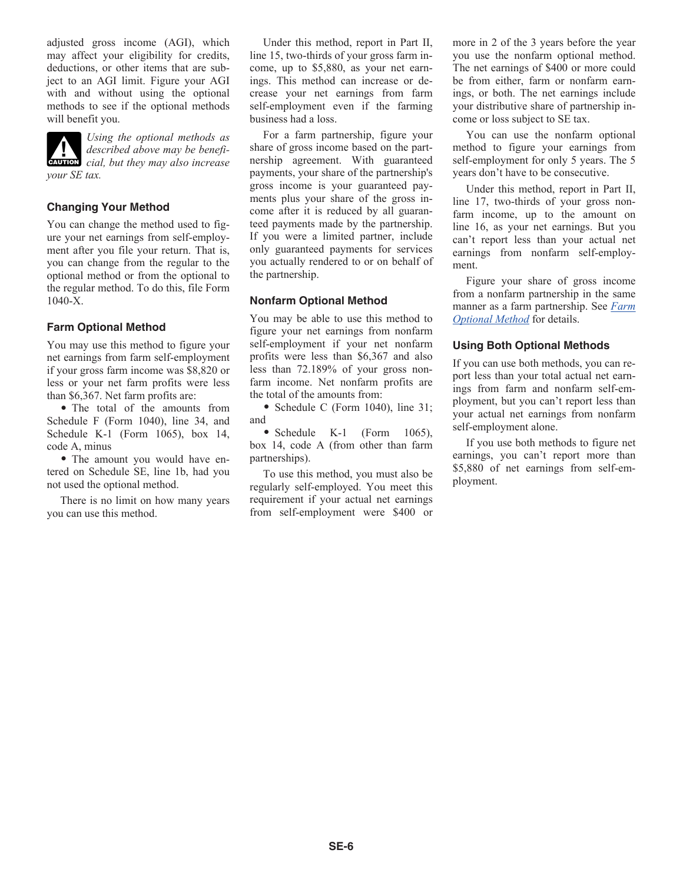adjusted gross income (AGI), which may affect your eligibility for credits, deductions, or other items that are subject to an AGI limit. Figure your AGI with and without using the optional methods to see if the optional methods will benefit you.

**CAUTION** *Using the optional methods as described above may be beneficial, but they may also increase your SE tax.*

### Changing Your Method

You can change the method used to figure your net earnings from self-employment after you file your return. That is, you can change from the regular to the optional method or from the optional to the regular method. To do this, file Form 1040-X.

### Farm Optional Method

You may use this method to figure your net earnings from farm self-employment if your gross farm income was $8,820 or less or your net farm profits were less than $6,367. Net farm profits are:

- The total of the amounts from Schedule F (Form 1040), line 34, and Schedule K-1 (Form 1065), box 14, code A, minus
- The amount you would have entered on Schedule SE, line 1b, had you not used the optional method.

There is no limit on how many years you can use this method.

Under this method, report in Part II, line 15, two-thirds of your gross farm income, up to $5,880, as your net earnings. This method can increase or decrease your net earnings from farm self-employment even if the farming business had a loss.

For a farm partnership, figure your share of gross income based on the partnership agreement. With guaranteed payments, your share of the partnership's gross income is your guaranteed payments plus your share of the gross income after it is reduced by all guaranteed payments made by the partnership. If you were a limited partner, include only guaranteed payments for services you actually rendered to or on behalf of the partnership.

### Nonfarm Optional Method

You may be able to use this method to figure your net earnings from nonfarm self-employment if your net nonfarm profits were less than $6,367 and also less than 72.189% of your gross nonfarm income. Net nonfarm profits are the total of the amounts from:

- Schedule C (Form 1040), line 31; and
- Schedule K-1 (Form 1065), box 14, code A (from other than farm partnerships).

To use this method, you must also be regularly self-employed. You meet this requirement if your actual net earnings from self-employment were $400 or more in 2 of the 3 years before the year you use the nonfarm optional method. The net earnings of $400 or more could be from either, farm or nonfarm earnings, or both. The net earnings include your distributive share of partnership income or loss subject to SE tax.

You can use the nonfarm optional method to figure your earnings from self-employment for only 5 years. The 5 years don't have to be consecutive.

Under this method, report in Part II, line 17, two-thirds of your gross nonfarm income, up to the amount on line 16, as your net earnings. But you can't report less than your actual net earnings from nonfarm self-employment.

Figure your share of gross income from a nonfarm partnership in the same manner as a farm partnership. See *Farm Optional Method* for details.

### Using Both Optional Methods

If you can use both methods, you can report less than your total actual net earnings from farm and nonfarm self-employment, but you can't report less than your actual net earnings from nonfarm self-employment alone.

If you use both methods to figure net earnings, you can't report more than $5,880 of net earnings from self-employment.